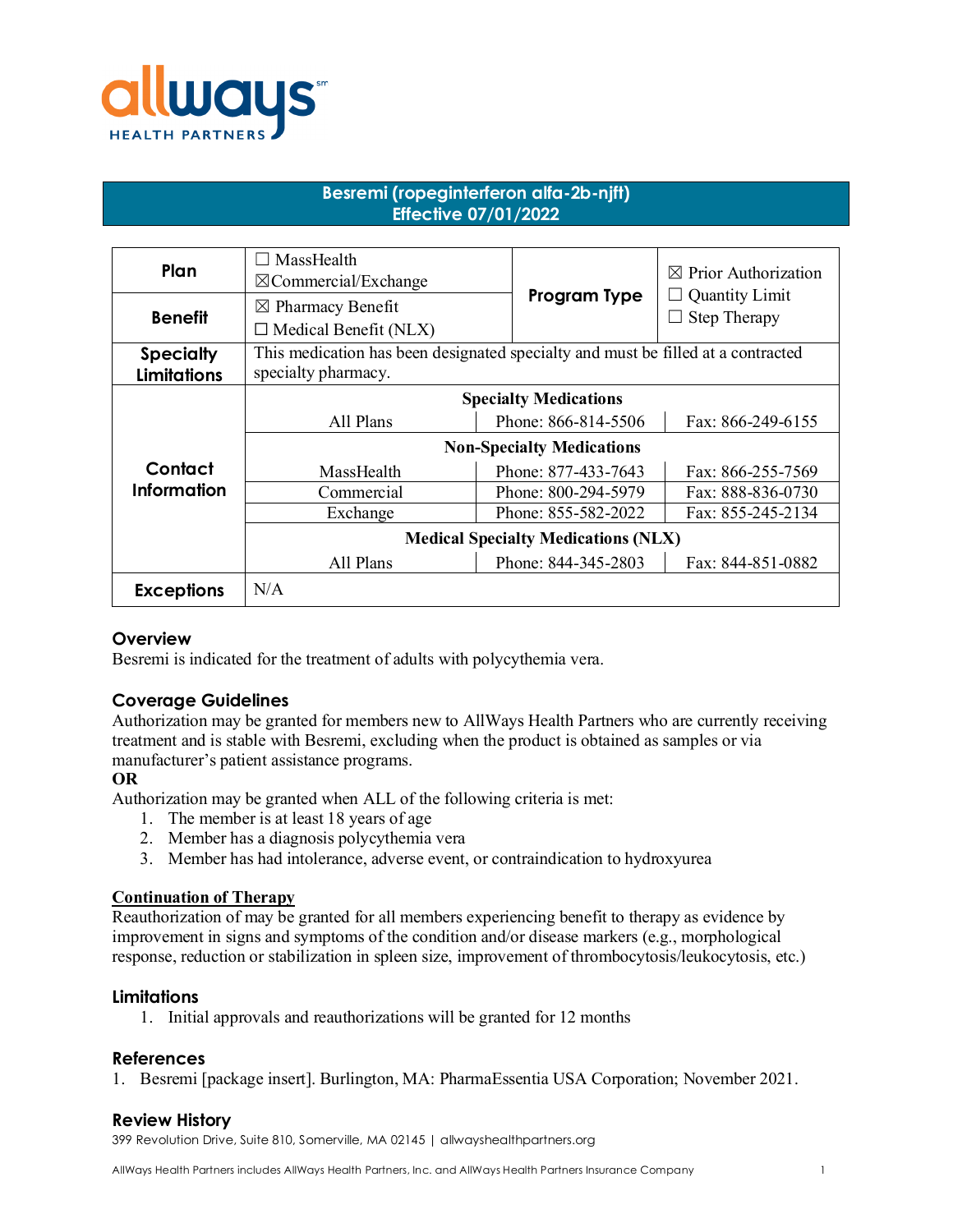# Besremi (ropeginterferon alfa-2b-njft)
## Effective 07/01/2022

| Plan | ☐ MassHealth<br>☒Commercial/Exchange | Program Type | ☒ Prior Authorization<br>☐ Quantity Limit<br>☐ Step Therapy |
|---|---|---|---|
| Benefit | ☒ Pharmacy Benefit<br>☐ Medical Benefit (NLX) | | |
| Specialty Limitations | This medication has been designated specialty and must be filled at a contracted specialty pharmacy. | | |
| Contact Information | **Specialty Medications** | | |
| | All Plans | Phone: 866-814-5506 | Fax: 866-249-6155 |
| | **Non-Specialty Medications** | | |
| | MassHealth | Phone: 877-433-7643 | Fax: 866-255-7569 |
| | Commercial | Phone: 800-294-5979 | Fax: 888-836-0730 |
| | Exchange | Phone: 855-582-2022 | Fax: 855-245-2134 |
| | **Medical Specialty Medications (NLX)** | | |
| | All Plans | Phone: 844-345-2803 | Fax: 844-851-0882 |
| Exceptions | N/A | | |

### Overview
Besremi is indicated for the treatment of adults with polycythemia vera.

### Coverage Guidelines
Authorization may be granted for members new to AllWays Health Partners who are currently receiving treatment and is stable with Besremi, excluding when the product is obtained as samples or via manufacturer's patient assistance programs.

**OR**

Authorization may be granted when ALL of the following criteria is met:
1. The member is at least 18 years of age
2. Member has a diagnosis polycythemia vera
3. Member has had intolerance, adverse event, or contraindication to hydroxyurea

#### Continuation of Therapy
Reauthorization of may be granted for all members experiencing benefit to therapy as evidence by improvement in signs and symptoms of the condition and/or disease markers (e.g., morphological response, reduction or stabilization in spleen size, improvement of thrombocytosis/leukocytosis, etc.)

### Limitations
1. Initial approvals and reauthorizations will be granted for 12 months

### References
1. Besremi [package insert]. Burlington, MA: PharmaEssentia USA Corporation; November 2021.

### Review History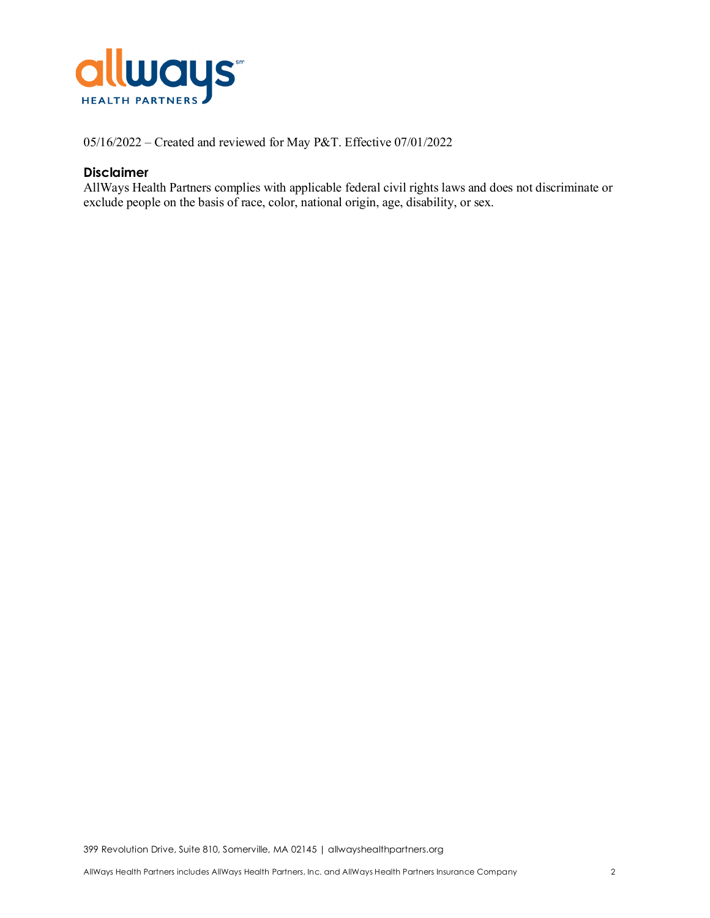05/16/2022 – Created and reviewed for May P&T. Effective 07/01/2022

### Disclaimer

AllWays Health Partners complies with applicable federal civil rights laws and does not discriminate or exclude people on the basis of race, color, national origin, age, disability, or sex.